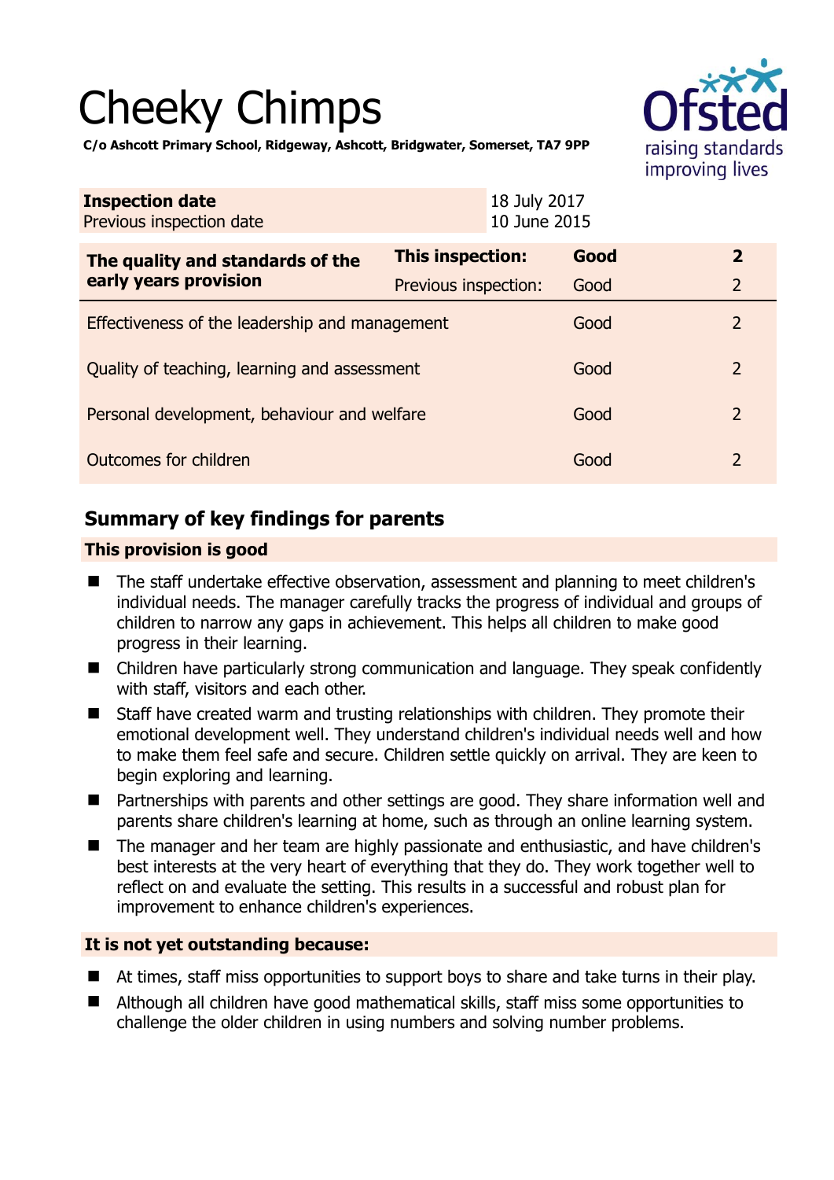# Cheeky Chimps

**C/o Ashcott Primary School, Ridgeway, Ashcott, Bridgwater, Somerset, TA7 9PP**

| | |
|---|---|
| **Inspection date** | 18 July 2017 |
| Previous inspection date | 10 June 2015 |

| | | | |
|---|---|---|---|
| **The quality and standards of the early years provision** | **This inspection:** | **Good** | **2** |
| | Previous inspection: | Good | 2 |
| Effectiveness of the leadership and management | | Good | 2 |
| Quality of teaching, learning and assessment | | Good | 2 |
| Personal development, behaviour and welfare | | Good | 2 |
| Outcomes for children | | Good | 2 |

## Summary of key findings for parents

**This provision is good**

- The staff undertake effective observation, assessment and planning to meet children's individual needs. The manager carefully tracks the progress of individual and groups of children to narrow any gaps in achievement. This helps all children to make good progress in their learning.
- Children have particularly strong communication and language. They speak confidently with staff, visitors and each other.
- Staff have created warm and trusting relationships with children. They promote their emotional development well. They understand children's individual needs well and how to make them feel safe and secure. Children settle quickly on arrival. They are keen to begin exploring and learning.
- Partnerships with parents and other settings are good. They share information well and parents share children's learning at home, such as through an online learning system.
- The manager and her team are highly passionate and enthusiastic, and have children's best interests at the very heart of everything that they do. They work together well to reflect on and evaluate the setting. This results in a successful and robust plan for improvement to enhance children's experiences.

**It is not yet outstanding because:**

- At times, staff miss opportunities to support boys to share and take turns in their play.
- Although all children have good mathematical skills, staff miss some opportunities to challenge the older children in using numbers and solving number problems.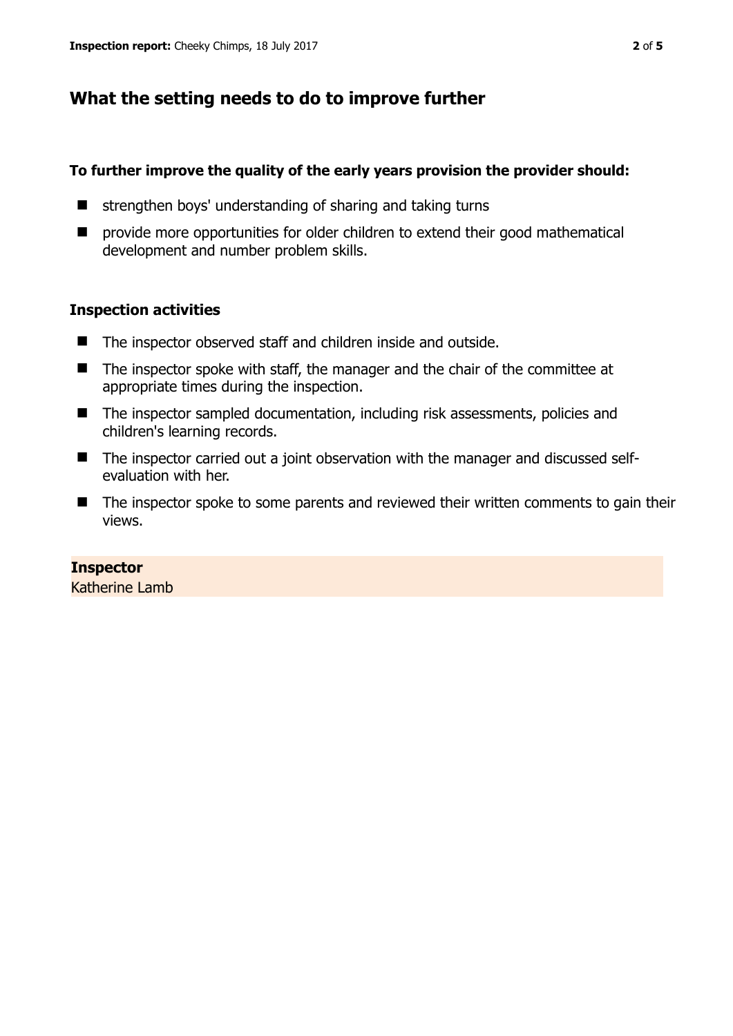## What the setting needs to do to improve further

**To further improve the quality of the early years provision the provider should:**

- strengthen boys' understanding of sharing and taking turns
- provide more opportunities for older children to extend their good mathematical development and number problem skills.

### Inspection activities

- The inspector observed staff and children inside and outside.
- The inspector spoke with staff, the manager and the chair of the committee at appropriate times during the inspection.
- The inspector sampled documentation, including risk assessments, policies and children's learning records.
- The inspector carried out a joint observation with the manager and discussed self-evaluation with her.
- The inspector spoke to some parents and reviewed their written comments to gain their views.

**Inspector**
Katherine Lamb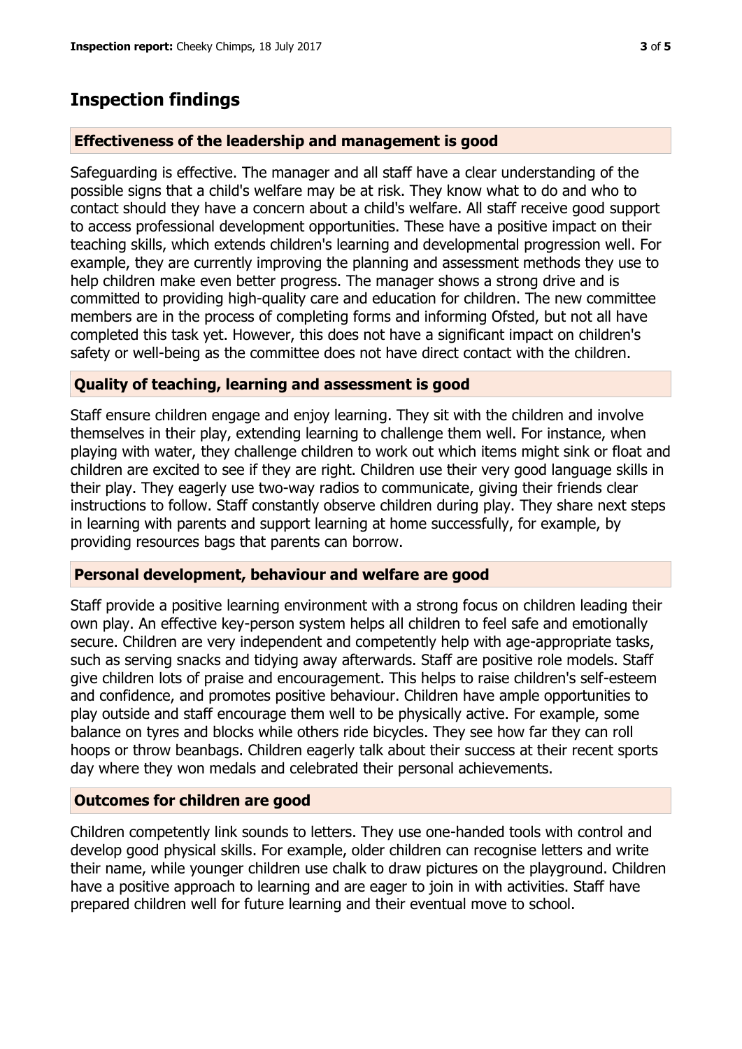## Inspection findings

### Effectiveness of the leadership and management is good

Safeguarding is effective. The manager and all staff have a clear understanding of the possible signs that a child's welfare may be at risk. They know what to do and who to contact should they have a concern about a child's welfare. All staff receive good support to access professional development opportunities. These have a positive impact on their teaching skills, which extends children's learning and developmental progression well. For example, they are currently improving the planning and assessment methods they use to help children make even better progress. The manager shows a strong drive and is committed to providing high-quality care and education for children. The new committee members are in the process of completing forms and informing Ofsted, but not all have completed this task yet. However, this does not have a significant impact on children's safety or well-being as the committee does not have direct contact with the children.

### Quality of teaching, learning and assessment is good

Staff ensure children engage and enjoy learning. They sit with the children and involve themselves in their play, extending learning to challenge them well. For instance, when playing with water, they challenge children to work out which items might sink or float and children are excited to see if they are right. Children use their very good language skills in their play. They eagerly use two-way radios to communicate, giving their friends clear instructions to follow. Staff constantly observe children during play. They share next steps in learning with parents and support learning at home successfully, for example, by providing resources bags that parents can borrow.

### Personal development, behaviour and welfare are good

Staff provide a positive learning environment with a strong focus on children leading their own play. An effective key-person system helps all children to feel safe and emotionally secure. Children are very independent and competently help with age-appropriate tasks, such as serving snacks and tidying away afterwards. Staff are positive role models. Staff give children lots of praise and encouragement. This helps to raise children's self-esteem and confidence, and promotes positive behaviour. Children have ample opportunities to play outside and staff encourage them well to be physically active. For example, some balance on tyres and blocks while others ride bicycles. They see how far they can roll hoops or throw beanbags. Children eagerly talk about their success at their recent sports day where they won medals and celebrated their personal achievements.

### Outcomes for children are good

Children competently link sounds to letters. They use one-handed tools with control and develop good physical skills. For example, older children can recognise letters and write their name, while younger children use chalk to draw pictures on the playground. Children have a positive approach to learning and are eager to join in with activities. Staff have prepared children well for future learning and their eventual move to school.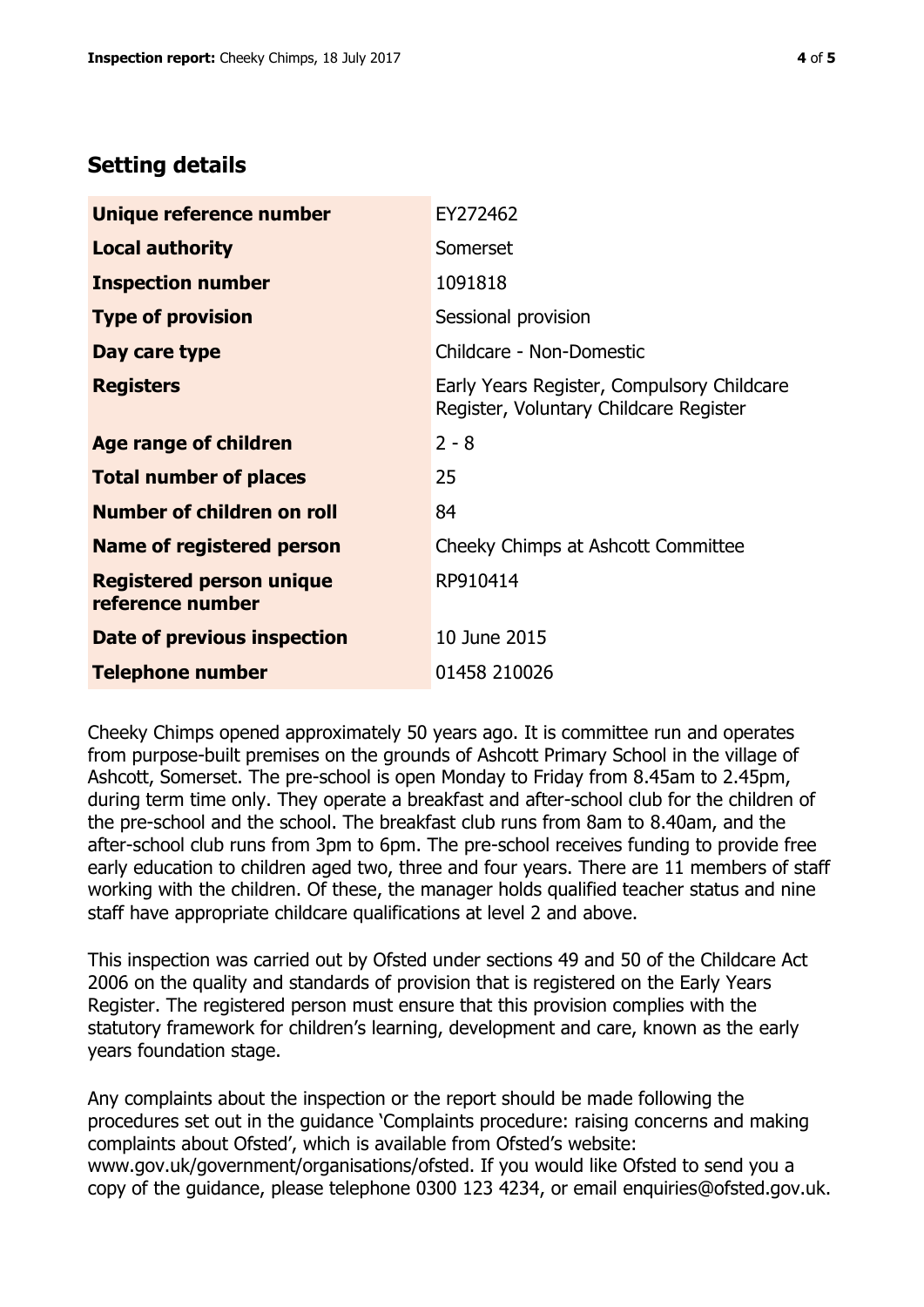## Setting details

| | |
|---|---|
| **Unique reference number** | EY272462 |
| **Local authority** | Somerset |
| **Inspection number** | 1091818 |
| **Type of provision** | Sessional provision |
| **Day care type** | Childcare - Non-Domestic |
| **Registers** | Early Years Register, Compulsory Childcare Register, Voluntary Childcare Register |
| **Age range of children** | 2 - 8 |
| **Total number of places** | 25 |
| **Number of children on roll** | 84 |
| **Name of registered person** | Cheeky Chimps at Ashcott Committee |
| **Registered person unique reference number** | RP910414 |
| **Date of previous inspection** | 10 June 2015 |
| **Telephone number** | 01458 210026 |

Cheeky Chimps opened approximately 50 years ago. It is committee run and operates from purpose-built premises on the grounds of Ashcott Primary School in the village of Ashcott, Somerset. The pre-school is open Monday to Friday from 8.45am to 2.45pm, during term time only. They operate a breakfast and after-school club for the children of the pre-school and the school. The breakfast club runs from 8am to 8.40am, and the after-school club runs from 3pm to 6pm. The pre-school receives funding to provide free early education to children aged two, three and four years. There are 11 members of staff working with the children. Of these, the manager holds qualified teacher status and nine staff have appropriate childcare qualifications at level 2 and above.

This inspection was carried out by Ofsted under sections 49 and 50 of the Childcare Act 2006 on the quality and standards of provision that is registered on the Early Years Register. The registered person must ensure that this provision complies with the statutory framework for children's learning, development and care, known as the early years foundation stage.

Any complaints about the inspection or the report should be made following the procedures set out in the guidance 'Complaints procedure: raising concerns and making complaints about Ofsted', which is available from Ofsted's website: www.gov.uk/government/organisations/ofsted. If you would like Ofsted to send you a copy of the guidance, please telephone 0300 123 4234, or email enquiries@ofsted.gov.uk.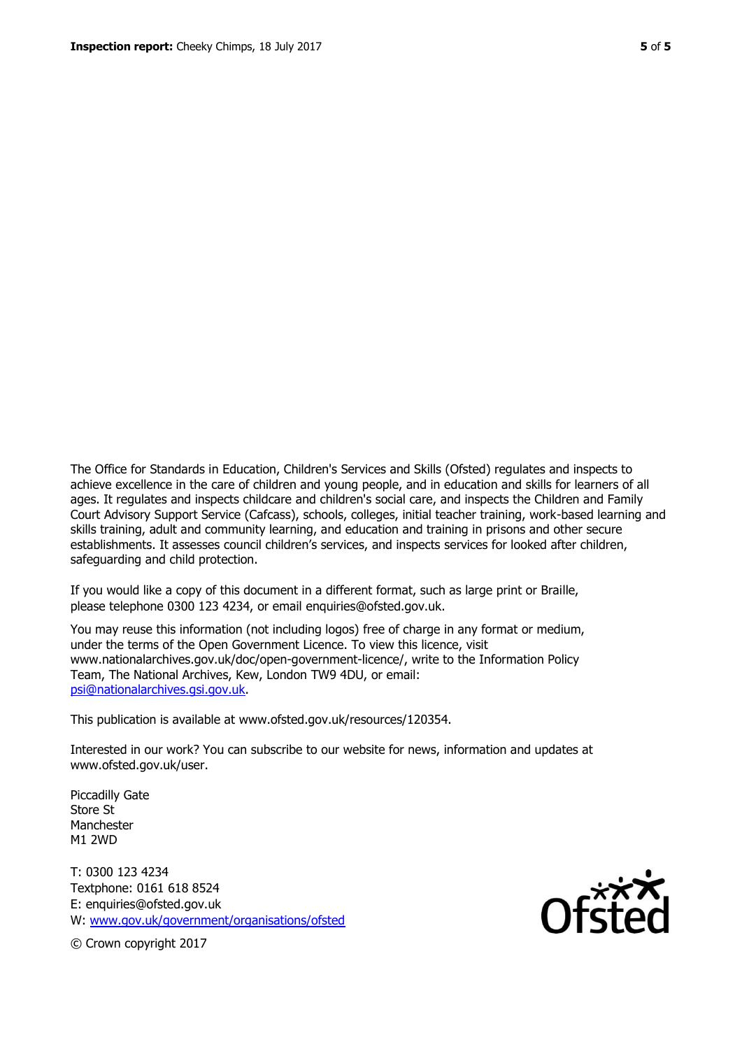The Office for Standards in Education, Children's Services and Skills (Ofsted) regulates and inspects to achieve excellence in the care of children and young people, and in education and skills for learners of all ages. It regulates and inspects childcare and children's social care, and inspects the Children and Family Court Advisory Support Service (Cafcass), schools, colleges, initial teacher training, work-based learning and skills training, adult and community learning, and education and training in prisons and other secure establishments. It assesses council children's services, and inspects services for looked after children, safeguarding and child protection.

If you would like a copy of this document in a different format, such as large print or Braille, please telephone 0300 123 4234, or email enquiries@ofsted.gov.uk.

You may reuse this information (not including logos) free of charge in any format or medium, under the terms of the Open Government Licence. To view this licence, visit www.nationalarchives.gov.uk/doc/open-government-licence/, write to the Information Policy Team, The National Archives, Kew, London TW9 4DU, or email: psi@nationalarchives.gsi.gov.uk.

This publication is available at www.ofsted.gov.uk/resources/120354.

Interested in our work? You can subscribe to our website for news, information and updates at www.ofsted.gov.uk/user.

Piccadilly Gate
Store St
Manchester
M1 2WD

T: 0300 123 4234
Textphone: 0161 618 8524
E: enquiries@ofsted.gov.uk
W: www.gov.uk/government/organisations/ofsted

© Crown copyright 2017